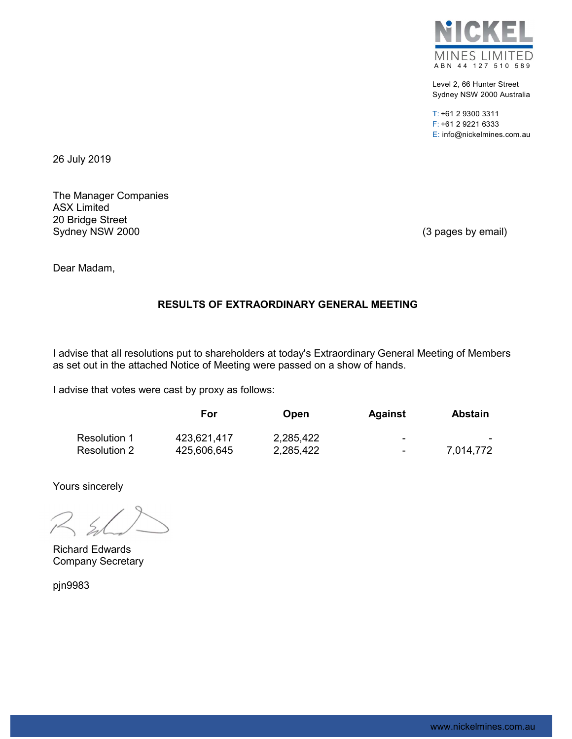NICKEL MINES LIMITED
ABN 44 127 510 589

Level 2, 66 Hunter Street
Sydney NSW 2000 Australia

T: +61 2 9300 3311
F: +61 2 9221 6333
E: info@nickelmines.com.au

26 July 2019

The Manager Companies
ASX Limited
20 Bridge Street
Sydney NSW 2000

(3 pages by email)

Dear Madam,

**RESULTS OF EXTRAORDINARY GENERAL MEETING**

I advise that all resolutions put to shareholders at today's Extraordinary General Meeting of Members as set out in the attached Notice of Meeting were passed on a show of hands.

I advise that votes were cast by proxy as follows:

| | For | Open | Against | Abstain |
|---|---|---|---|---|
| Resolution 1 | 423,621,417 | 2,285,422 | - | - |
| Resolution 2 | 425,606,645 | 2,285,422 | - | 7,014,772 |

Yours sincerely

Richard Edwards
Company Secretary

pjn9983

www.nickelmines.com.au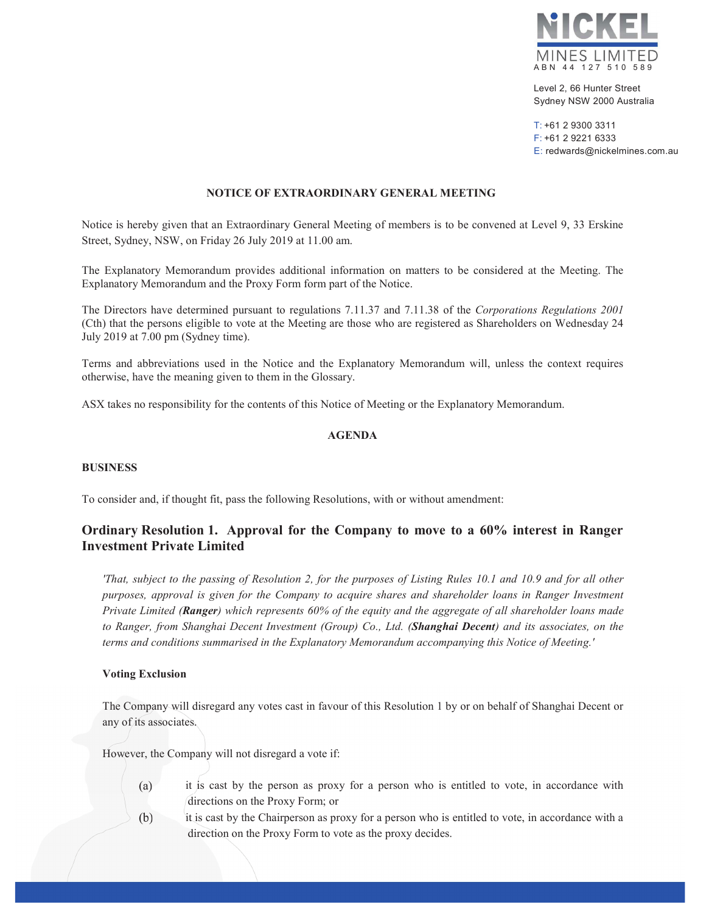NICKEL MINES LIMITED
ABN 44 127 510 589

Level 2, 66 Hunter Street
Sydney NSW 2000 Australia

T: +61 2 9300 3311
F: +61 2 9221 6333
E: redwards@nickelmines.com.au

**NOTICE OF EXTRAORDINARY GENERAL MEETING**

Notice is hereby given that an Extraordinary General Meeting of members is to be convened at Level 9, 33 Erskine Street, Sydney, NSW, on Friday 26 July 2019 at 11.00 am.

The Explanatory Memorandum provides additional information on matters to be considered at the Meeting. The Explanatory Memorandum and the Proxy Form form part of the Notice.

The Directors have determined pursuant to regulations 7.11.37 and 7.11.38 of the *Corporations Regulations 2001* (Cth) that the persons eligible to vote at the Meeting are those who are registered as Shareholders on Wednesday 24 July 2019 at 7.00 pm (Sydney time).

Terms and abbreviations used in the Notice and the Explanatory Memorandum will, unless the context requires otherwise, have the meaning given to them in the Glossary.

ASX takes no responsibility for the contents of this Notice of Meeting or the Explanatory Memorandum.

**AGENDA**

**BUSINESS**

To consider and, if thought fit, pass the following Resolutions, with or without amendment:

## Ordinary Resolution 1. Approval for the Company to move to a 60% interest in Ranger Investment Private Limited

*'That, subject to the passing of Resolution 2, for the purposes of Listing Rules 10.1 and 10.9 and for all other purposes, approval is given for the Company to acquire shares and shareholder loans in Ranger Investment Private Limited (**Ranger**) which represents 60% of the equity and the aggregate of all shareholder loans made to Ranger, from Shanghai Decent Investment (Group) Co., Ltd. (**Shanghai Decent**) and its associates, on the terms and conditions summarised in the Explanatory Memorandum accompanying this Notice of Meeting.'*

**Voting Exclusion**

The Company will disregard any votes cast in favour of this Resolution 1 by or on behalf of Shanghai Decent or any of its associates.

However, the Company will not disregard a vote if:

(a) it is cast by the person as proxy for a person who is entitled to vote, in accordance with directions on the Proxy Form; or

(b) it is cast by the Chairperson as proxy for a person who is entitled to vote, in accordance with a direction on the Proxy Form to vote as the proxy decides.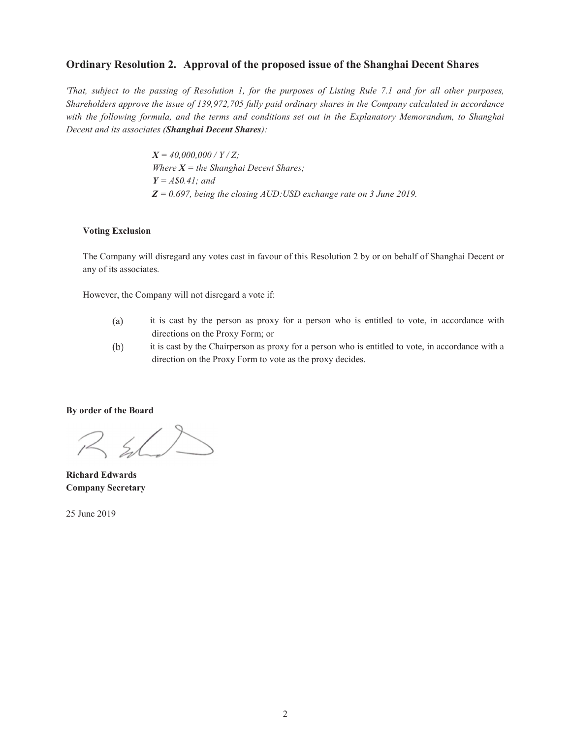## Ordinary Resolution 2. Approval of the proposed issue of the Shanghai Decent Shares

*'That, subject to the passing of Resolution 1, for the purposes of Listing Rule 7.1 and for all other purposes, Shareholders approve the issue of 139,972,705 fully paid ordinary shares in the Company calculated in accordance with the following formula, and the terms and conditions set out in the Explanatory Memorandum, to Shanghai Decent and its associates (**Shanghai Decent Shares**):*

> ***X** = 40,000,000 / Y / Z;*
> *Where **X** = the Shanghai Decent Shares;*
> ***Y** = A$0.41; and*
> ***Z** = 0.697, being the closing AUD:USD exchange rate on 3 June 2019.*

**Voting Exclusion**

The Company will disregard any votes cast in favour of this Resolution 2 by or on behalf of Shanghai Decent or any of its associates.

However, the Company will not disregard a vote if:

(a) it is cast by the person as proxy for a person who is entitled to vote, in accordance with directions on the Proxy Form; or

(b) it is cast by the Chairperson as proxy for a person who is entitled to vote, in accordance with a direction on the Proxy Form to vote as the proxy decides.

**By order of the Board**

**Richard Edwards**
**Company Secretary**

25 June 2019